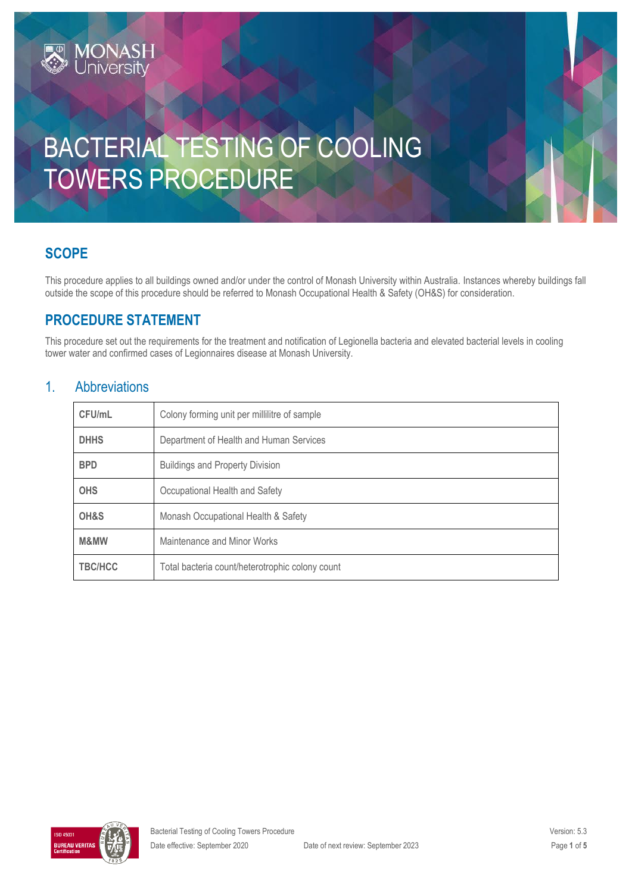# BACTERIAL TESTING OF COOLING TOWERS PROCEDURE

## SCOPE

This procedure applies to all buildings owned and/or under the control of Monash University within Australia. Instances whereby buildings fall outside the scope of this procedure should be referred to Monash Occupational Health & Safety (OH&S) for consideration.

## PROCEDURE STATEMENT

This procedure set out the requirements for the treatment and notification of Legionella bacteria and elevated bacterial levels in cooling tower water and confirmed cases of Legionnaires disease at Monash University.

## 1. Abbreviations

| | |
|---|---|
| **CFU/mL** | Colony forming unit per millilitre of sample |
| **DHHS** | Department of Health and Human Services |
| **BPD** | Buildings and Property Division |
| **OHS** | Occupational Health and Safety |
| **OH&S** | Monash Occupational Health & Safety |
| **M&MW** | Maintenance and Minor Works |
| **TBC/HCC** | Total bacteria count/heterotrophic colony count |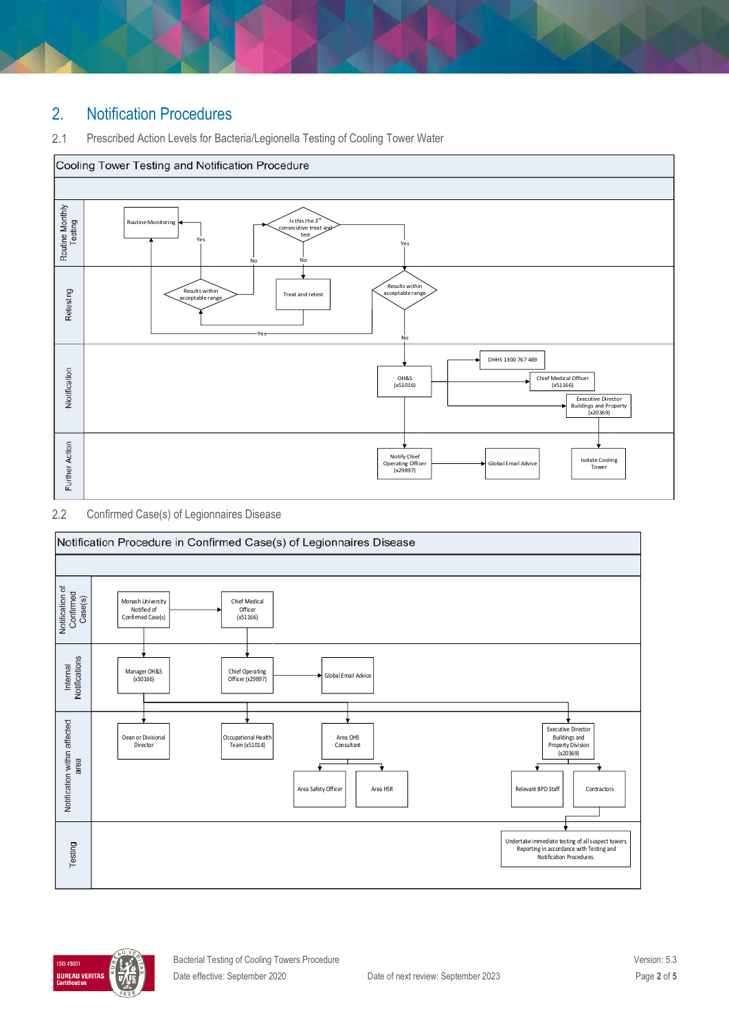## 2. Notification Procedures

### 2.1 Prescribed Action Levels for Bacteria/Legionella Testing of Cooling Tower Water

**Cooling Tower Testing and Notification Procedure**

**Routine Monthly Testing**

- Routine Monitoring
- Is this the 3rd consecutive treat and test
  - No → Treat and retest
  - Yes → Results within acceptable range

**Retesting**

- Results within acceptable range (after retest)
  - Yes → Routine Monitoring
  - No → Is this the 3rd consecutive treat and test
- Results within acceptable range (after 3rd consecutive treat and test)
  - Yes → Routine Monitoring
  - No → OH&S (x51016)

**Notification**

- OH&S (x51016) notifies:
  - DHHS 1300 767 469
  - Chief Medical Officer (x51166)
  - Executive Director Buildings and Property (x20369)

**Further Action**

- OH&S (x51016) → Notify Chief Operating Officer (x29897) → Global Email Advice
- Executive Director Buildings and Property (x20369) → Isolate Cooling Tower

### 2.2 Confirmed Case(s) of Legionnaires Disease

**Notification Procedure in Confirmed Case(s) of Legionnaires Disease**

**Notification of Confirmed Case(s)**

- Monash University Notified of Confirmed Case(s) → Chief Medical Officer (x51166)

**Internal Notifications**

- Monash University Notified of Confirmed Case(s) → Manager OH&S (x50166)
- Chief Medical Officer (x51166) → Chief Operating Officer (x29897) → Global Email Advice

**Notification within affected area**

- Manager OH&S (x50166) notifies:
  - Dean or Divisional Director
  - Occupational Health Team (x51014)
  - Area OHS Consultant
    - Area Safety Officer
    - Area HSR
  - Executive Director Buildings and Property Division (x20369)
    - Relevant BPD Staff
    - Contractors

**Testing**

- Contractors → Undertake immediate testing of all suspect towers. Reporting in accordance with Testing and Notification Procedures.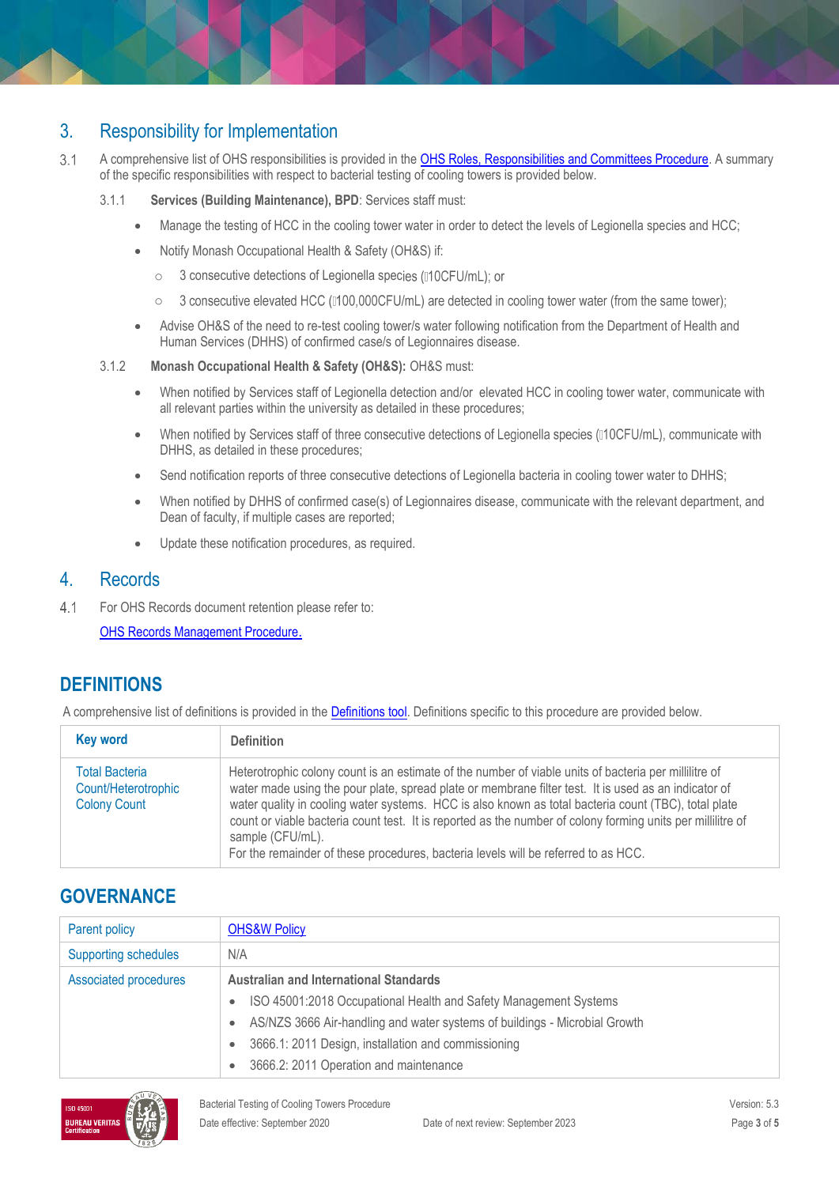## 3. Responsibility for Implementation

3.1 A comprehensive list of OHS responsibilities is provided in the OHS Roles, Responsibilities and Committees Procedure. A summary of the specific responsibilities with respect to bacterial testing of cooling towers is provided below.

3.1.1 **Services (Building Maintenance), BPD**: Services staff must:

- Manage the testing of HCC in the cooling tower water in order to detect the levels of Legionella species and HCC;
- Notify Monash Occupational Health & Safety (OH&S) if:
  - 3 consecutive detections of Legionella species (10CFU/mL); or
  - 3 consecutive elevated HCC (100,000CFU/mL) are detected in cooling tower water (from the same tower);
- Advise OH&S of the need to re-test cooling tower/s water following notification from the Department of Health and Human Services (DHHS) of confirmed case/s of Legionnaires disease.

3.1.2 **Monash Occupational Health & Safety (OH&S):** OH&S must:

- When notified by Services staff of Legionella detection and/or elevated HCC in cooling tower water, communicate with all relevant parties within the university as detailed in these procedures;
- When notified by Services staff of three consecutive detections of Legionella species (10CFU/mL), communicate with DHHS, as detailed in these procedures;
- Send notification reports of three consecutive detections of Legionella bacteria in cooling tower water to DHHS;
- When notified by DHHS of confirmed case(s) of Legionnaires disease, communicate with the relevant department, and Dean of faculty, if multiple cases are reported;
- Update these notification procedures, as required.

## 4. Records

4.1 For OHS Records document retention please refer to:

OHS Records Management Procedure.

## DEFINITIONS

A comprehensive list of definitions is provided in the Definitions tool. Definitions specific to this procedure are provided below.

| Key word | Definition |
| --- | --- |
| Total Bacteria Count/Heterotrophic Colony Count | Heterotrophic colony count is an estimate of the number of viable units of bacteria per millilitre of water made using the pour plate, spread plate or membrane filter test. It is used as an indicator of water quality in cooling water systems. HCC is also known as total bacteria count (TBC), total plate count or viable bacteria count test. It is reported as the number of colony forming units per millilitre of sample (CFU/mL).<br>For the remainder of these procedures, bacteria levels will be referred to as HCC. |

## GOVERNANCE

| | |
| --- | --- |
| Parent policy | OHS&W Policy |
| Supporting schedules | N/A |
| Associated procedures | **Australian and International Standards**<br>• ISO 45001:2018 Occupational Health and Safety Management Systems<br>• AS/NZS 3666 Air-handling and water systems of buildings - Microbial Growth<br>• 3666.1: 2011 Design, installation and commissioning<br>• 3666.2: 2011 Operation and maintenance |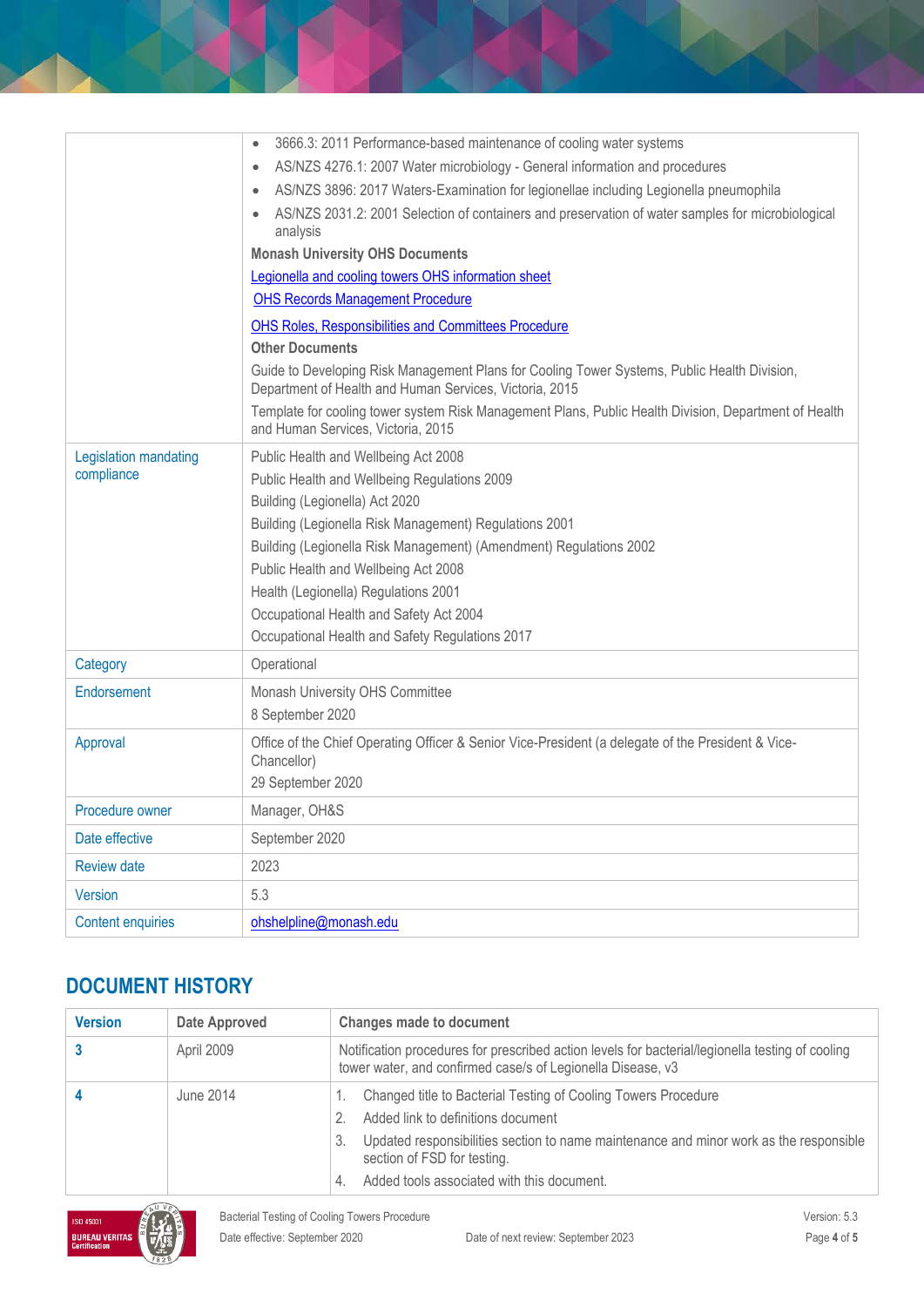| | |
|---|---|
| | • 3666.3: 2011 Performance-based maintenance of cooling water systems<br>• AS/NZS 4276.1: 2007 Water microbiology - General information and procedures<br>• AS/NZS 3896: 2017 Waters-Examination for legionellae including Legionella pneumophila<br>• AS/NZS 2031.2: 2001 Selection of containers and preservation of water samples for microbiological analysis<br>**Monash University OHS Documents**<br>[Legionella and cooling towers OHS information sheet]<br>[OHS Records Management Procedure]<br>[OHS Roles, Responsibilities and Committees Procedure]<br>**Other Documents**<br>Guide to Developing Risk Management Plans for Cooling Tower Systems, Public Health Division, Department of Health and Human Services, Victoria, 2015<br>Template for cooling tower system Risk Management Plans, Public Health Division, Department of Health and Human Services, Victoria, 2015 |
| Legislation mandating compliance | Public Health and Wellbeing Act 2008<br>Public Health and Wellbeing Regulations 2009<br>Building (Legionella) Act 2020<br>Building (Legionella Risk Management) Regulations 2001<br>Building (Legionella Risk Management) (Amendment) Regulations 2002<br>Public Health and Wellbeing Act 2008<br>Health (Legionella) Regulations 2001<br>Occupational Health and Safety Act 2004<br>Occupational Health and Safety Regulations 2017 |
| Category | Operational |
| Endorsement | Monash University OHS Committee<br>8 September 2020 |
| Approval | Office of the Chief Operating Officer & Senior Vice-President (a delegate of the President & Vice-Chancellor)<br>29 September 2020 |
| Procedure owner | Manager, OH&S |
| Date effective | September 2020 |
| Review date | 2023 |
| Version | 5.3 |
| Content enquiries | ohshelpline@monash.edu |

## DOCUMENT HISTORY

| Version | Date Approved | Changes made to document |
|---|---|---|
| **3** | April 2009 | Notification procedures for prescribed action levels for bacterial/legionella testing of cooling tower water, and confirmed case/s of Legionella Disease, v3 |
| **4** | June 2014 | 1. Changed title to Bacterial Testing of Cooling Towers Procedure<br>2. Added link to definitions document<br>3. Updated responsibilities section to name maintenance and minor work as the responsible section of FSD for testing.<br>4. Added tools associated with this document. |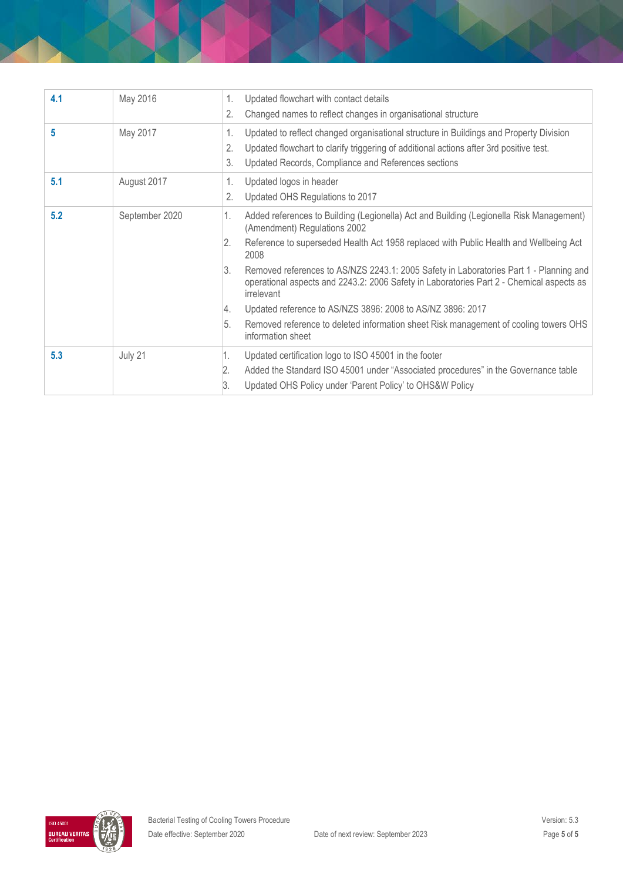| | | |
|---|---|---|
| **4.1** | May 2016 | 1. Updated flowchart with contact details<br>2. Changed names to reflect changes in organisational structure |
| **5** | May 2017 | 1. Updated to reflect changed organisational structure in Buildings and Property Division<br>2. Updated flowchart to clarify triggering of additional actions after 3rd positive test.<br>3. Updated Records, Compliance and References sections |
| **5.1** | August 2017 | 1. Updated logos in header<br>2. Updated OHS Regulations to 2017 |
| **5.2** | September 2020 | 1. Added references to Building (Legionella) Act and Building (Legionella Risk Management) (Amendment) Regulations 2002<br>2. Reference to superseded Health Act 1958 replaced with Public Health and Wellbeing Act 2008<br>3. Removed references to AS/NZS 2243.1: 2005 Safety in Laboratories Part 1 - Planning and operational aspects and 2243.2: 2006 Safety in Laboratories Part 2 - Chemical aspects as irrelevant<br>4. Updated reference to AS/NZS 3896: 2008 to AS/NZ 3896: 2017<br>5. Removed reference to deleted information sheet Risk management of cooling towers OHS information sheet |
| **5.3** | July 21 | 1. Updated certification logo to ISO 45001 in the footer<br>2. Added the Standard ISO 45001 under "Associated procedures" in the Governance table<br>3. Updated OHS Policy under 'Parent Policy' to OHS&W Policy |